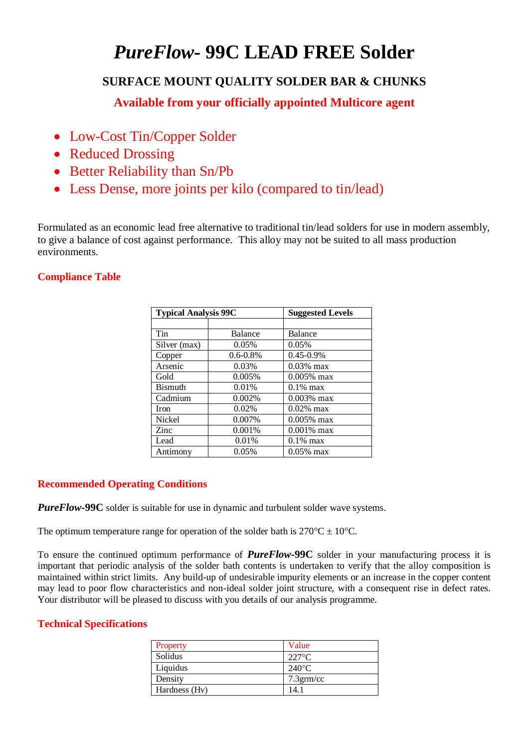# *PureFlow*- 99C LEAD FREE Solder

### SURFACE MOUNT QUALITY SOLDER BAR & CHUNKS

**Available from your officially appointed Multicore agent**

- Low-Cost Tin/Copper Solder
- Reduced Drossing
- Better Reliability than Sn/Pb
- Less Dense, more joints per kilo (compared to tin/lead)

Formulated as an economic lead free alternative to traditional tin/lead solders for use in modern assembly, to give a balance of cost against performance. This alloy may not be suited to all mass production environments.

## Compliance Table

| Typical Analysis 99C | | Suggested Levels |
|---|---|---|
| | | |
| Tin | Balance | Balance |
| Silver (max) | 0.05% | 0.05% |
| Copper | 0.6-0.8% | 0.45-0.9% |
| Arsenic | 0.03% | 0.03% max |
| Gold | 0.005% | 0.005% max |
| Bismuth | 0.01% | 0.1% max |
| Cadmium | 0.002% | 0.003% max |
| Iron | 0.02% | 0.02% max |
| Nickel | 0.007% | 0.005% max |
| Zinc | 0.001% | 0.001% max |
| Lead | 0.01% | 0.1% max |
| Antimony | 0.05% | 0.05% max |

## Recommended Operating Conditions

***PureFlow*-99C** solder is suitable for use in dynamic and turbulent solder wave systems.

The optimum temperature range for operation of the solder bath is 270°C ± 10°C.

To ensure the continued optimum performance of ***PureFlow*-99C** solder in your manufacturing process it is important that periodic analysis of the solder bath contents is undertaken to verify that the alloy composition is maintained within strict limits. Any build-up of undesirable impurity elements or an increase in the copper content may lead to poor flow characteristics and non-ideal solder joint structure, with a consequent rise in defect rates. Your distributor will be pleased to discuss with you details of our analysis programme.

## Technical Specifications

| Property | Value |
|---|---|
| Solidus | 227°C |
| Liquidus | 240°C |
| Density | 7.3grm/cc |
| Hardness (Hv) | 14.1 |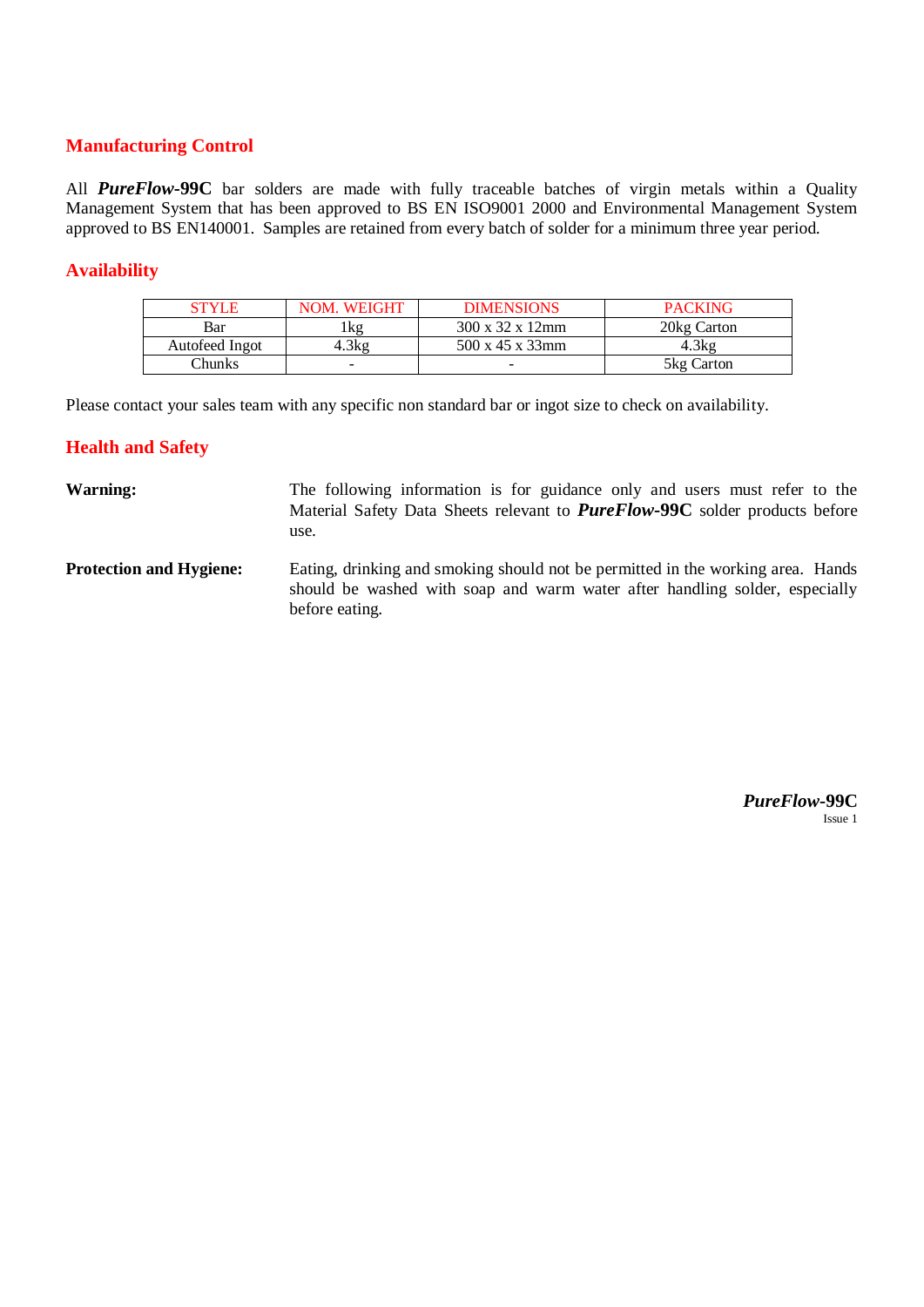## Manufacturing Control

All ***PureFlow*-99C** bar solders are made with fully traceable batches of virgin metals within a Quality Management System that has been approved to BS EN ISO9001 2000 and Environmental Management System approved to BS EN140001. Samples are retained from every batch of solder for a minimum three year period.

## Availability

| STYLE | NOM. WEIGHT | DIMENSIONS | PACKING |
|---|---|---|---|
| Bar | 1kg | 300 x 32 x 12mm | 20kg Carton |
| Autofeed Ingot | 4.3kg | 500 x 45 x 33mm | 4.3kg |
| Chunks | - | - | 5kg Carton |

Please contact your sales team with any specific non standard bar or ingot size to check on availability.

## Health and Safety

**Warning:** The following information is for guidance only and users must refer to the Material Safety Data Sheets relevant to ***PureFlow*-99C** solder products before use.

**Protection and Hygiene:** Eating, drinking and smoking should not be permitted in the working area. Hands should be washed with soap and warm water after handling solder, especially before eating.